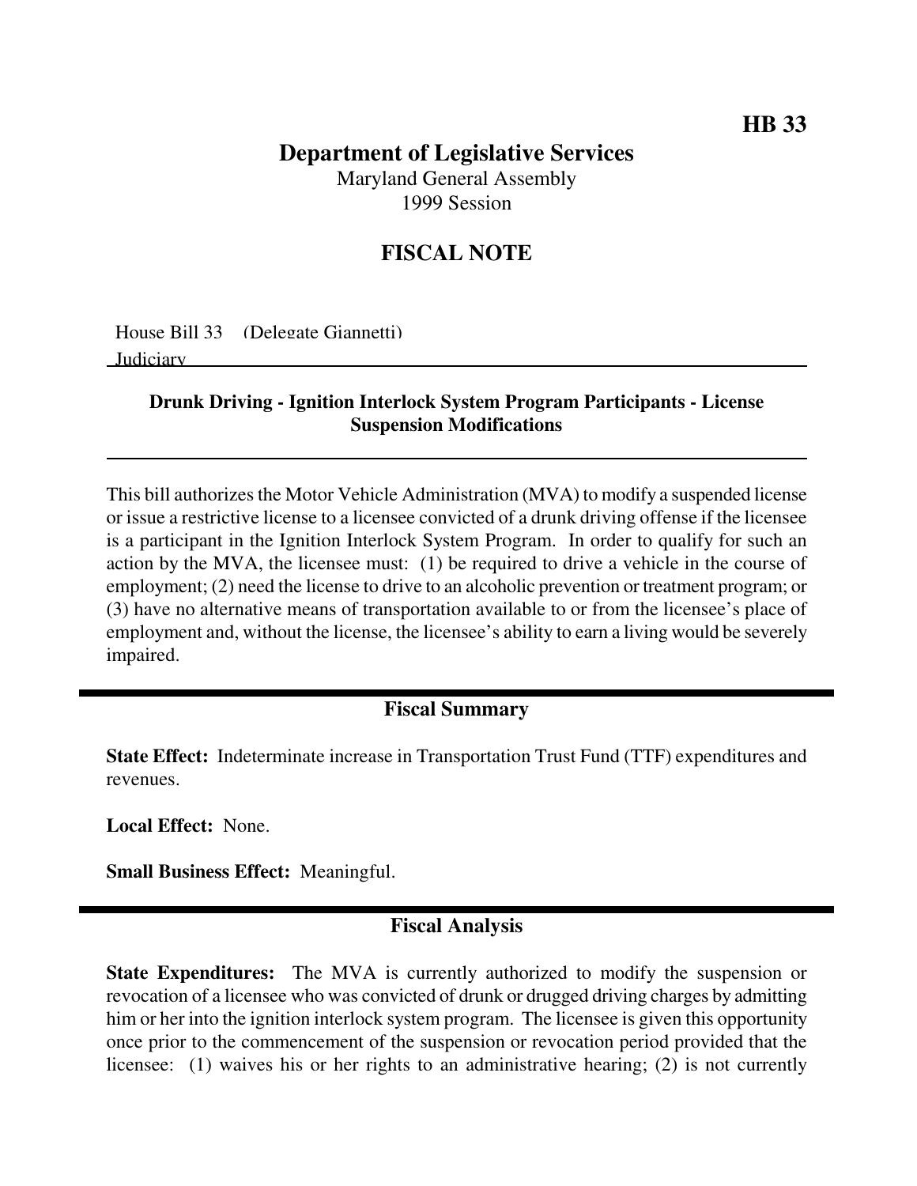**HB 33**

# Department of Legislative Services

Maryland General Assembly
1999 Session

## FISCAL NOTE

House Bill 33 (Delegate Giannetti)
Judiciary

**Drunk Driving - Ignition Interlock System Program Participants - License Suspension Modifications**

This bill authorizes the Motor Vehicle Administration (MVA) to modify a suspended license or issue a restrictive license to a licensee convicted of a drunk driving offense if the licensee is a participant in the Ignition Interlock System Program. In order to qualify for such an action by the MVA, the licensee must: (1) be required to drive a vehicle in the course of employment; (2) need the license to drive to an alcoholic prevention or treatment program; or (3) have no alternative means of transportation available to or from the licensee's place of employment and, without the license, the licensee's ability to earn a living would be severely impaired.

## Fiscal Summary

**State Effect:** Indeterminate increase in Transportation Trust Fund (TTF) expenditures and revenues.

**Local Effect:** None.

**Small Business Effect:** Meaningful.

## Fiscal Analysis

**State Expenditures:** The MVA is currently authorized to modify the suspension or revocation of a licensee who was convicted of drunk or drugged driving charges by admitting him or her into the ignition interlock system program. The licensee is given this opportunity once prior to the commencement of the suspension or revocation period provided that the licensee: (1) waives his or her rights to an administrative hearing; (2) is not currently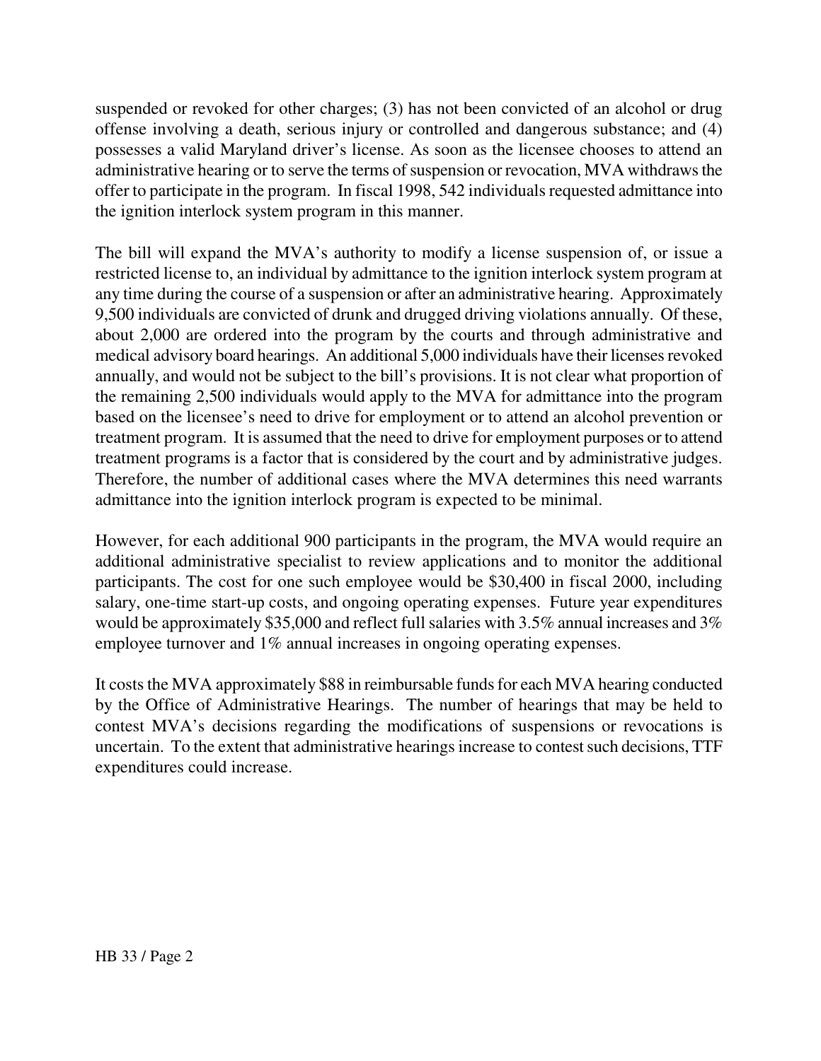suspended or revoked for other charges; (3) has not been convicted of an alcohol or drug offense involving a death, serious injury or controlled and dangerous substance; and (4) possesses a valid Maryland driver's license. As soon as the licensee chooses to attend an administrative hearing or to serve the terms of suspension or revocation, MVA withdraws the offer to participate in the program. In fiscal 1998, 542 individuals requested admittance into the ignition interlock system program in this manner.

The bill will expand the MVA's authority to modify a license suspension of, or issue a restricted license to, an individual by admittance to the ignition interlock system program at any time during the course of a suspension or after an administrative hearing. Approximately 9,500 individuals are convicted of drunk and drugged driving violations annually. Of these, about 2,000 are ordered into the program by the courts and through administrative and medical advisory board hearings. An additional 5,000 individuals have their licenses revoked annually, and would not be subject to the bill's provisions. It is not clear what proportion of the remaining 2,500 individuals would apply to the MVA for admittance into the program based on the licensee's need to drive for employment or to attend an alcohol prevention or treatment program. It is assumed that the need to drive for employment purposes or to attend treatment programs is a factor that is considered by the court and by administrative judges. Therefore, the number of additional cases where the MVA determines this need warrants admittance into the ignition interlock program is expected to be minimal.

However, for each additional 900 participants in the program, the MVA would require an additional administrative specialist to review applications and to monitor the additional participants. The cost for one such employee would be $30,400 in fiscal 2000, including salary, one-time start-up costs, and ongoing operating expenses. Future year expenditures would be approximately $35,000 and reflect full salaries with 3.5% annual increases and 3% employee turnover and 1% annual increases in ongoing operating expenses.

It costs the MVA approximately $88 in reimbursable funds for each MVA hearing conducted by the Office of Administrative Hearings. The number of hearings that may be held to contest MVA's decisions regarding the modifications of suspensions or revocations is uncertain. To the extent that administrative hearings increase to contest such decisions, TTF expenditures could increase.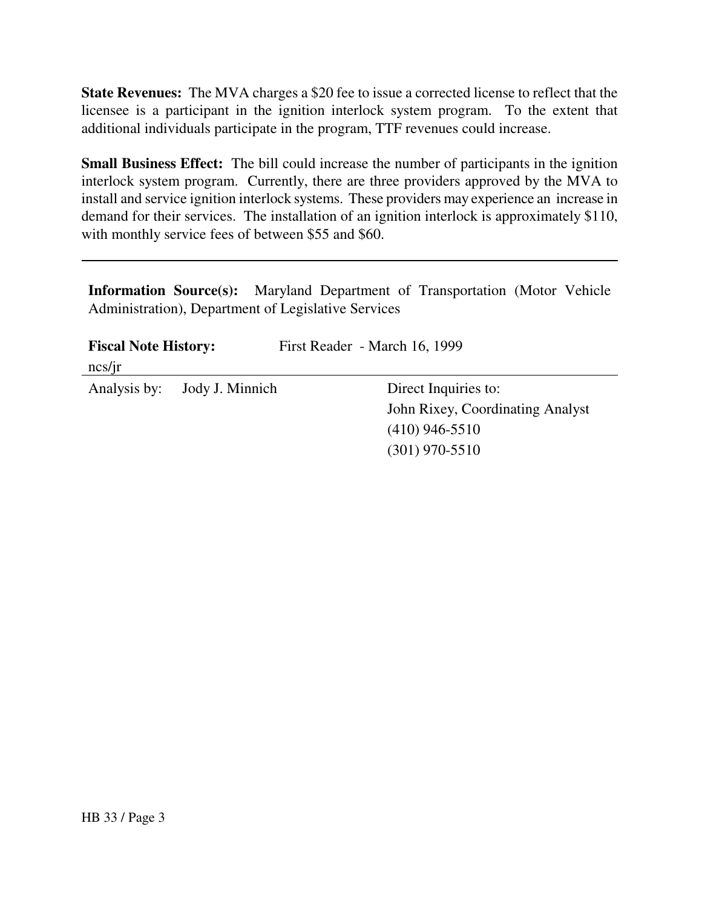**State Revenues:** The MVA charges a $20 fee to issue a corrected license to reflect that the licensee is a participant in the ignition interlock system program. To the extent that additional individuals participate in the program, TTF revenues could increase.

**Small Business Effect:** The bill could increase the number of participants in the ignition interlock system program. Currently, there are three providers approved by the MVA to install and service ignition interlock systems. These providers may experience an increase in demand for their services. The installation of an ignition interlock is approximately $110, with monthly service fees of between $55 and $60.

---

**Information Source(s):** Maryland Department of Transportation (Motor Vehicle Administration), Department of Legislative Services

**Fiscal Note History:** First Reader - March 16, 1999

ncs/jr

Analysis by: Jody J. Minnich

Direct Inquiries to:
John Rixey, Coordinating Analyst
(410) 946-5510
(301) 970-5510